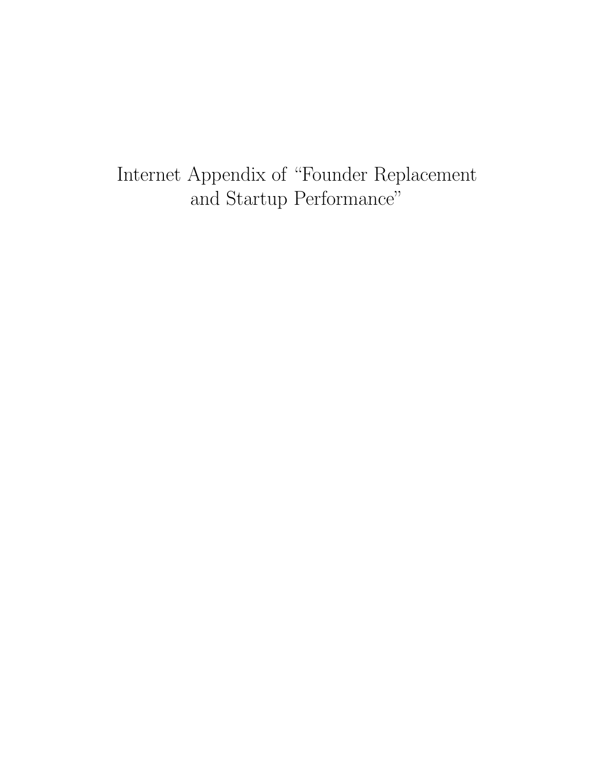# Internet Appendix of "Founder Replacement and Startup Performance"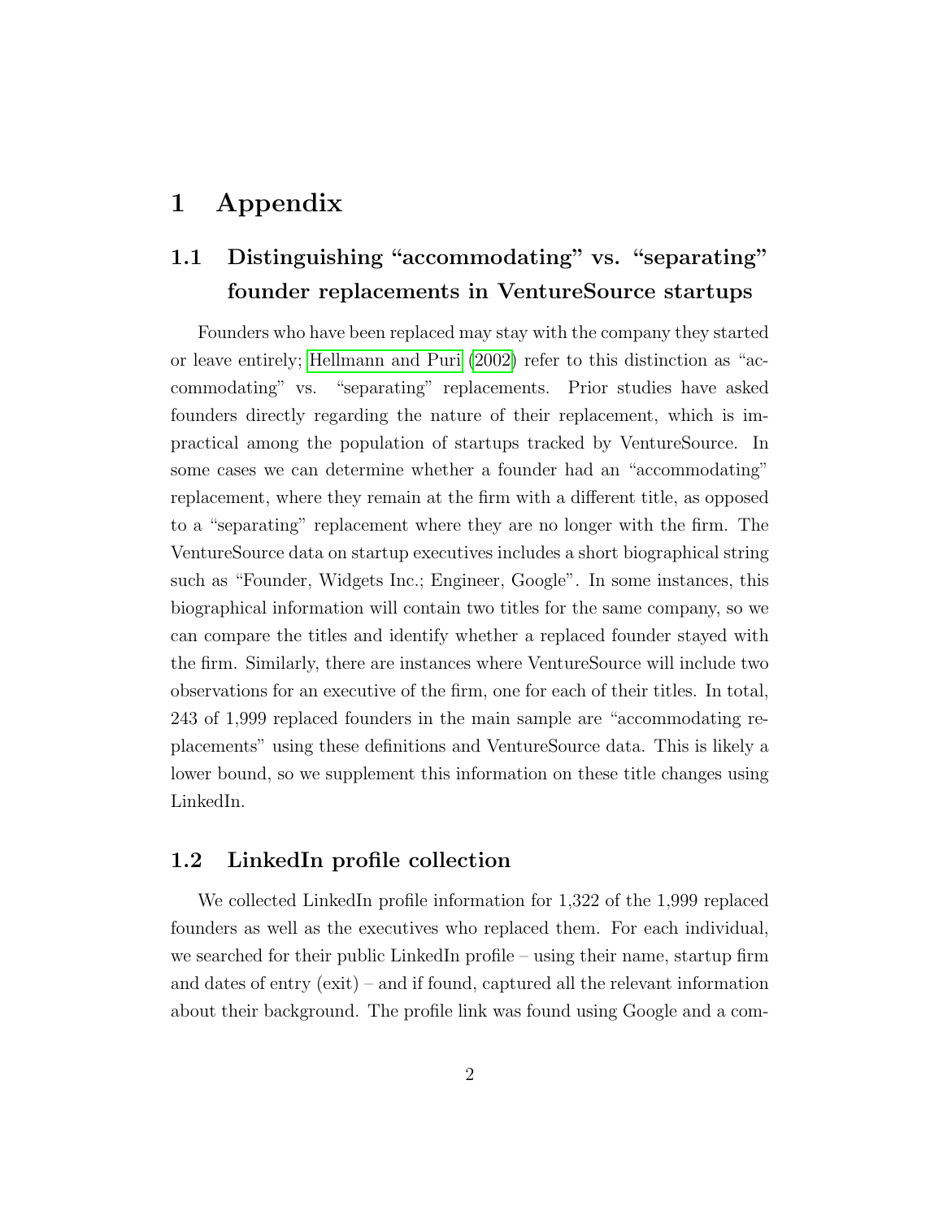# 1 Appendix

## 1.1 Distinguishing "accommodating" vs. "separating" founder replacements in VentureSource startups

Founders who have been replaced may stay with the company they started or leave entirely; Hellmann and Puri (2002) refer to this distinction as "accommodating" vs. "separating" replacements. Prior studies have asked founders directly regarding the nature of their replacement, which is impractical among the population of startups tracked by VentureSource. In some cases we can determine whether a founder had an "accommodating" replacement, where they remain at the firm with a different title, as opposed to a "separating" replacement where they are no longer with the firm. The VentureSource data on startup executives includes a short biographical string such as "Founder, Widgets Inc.; Engineer, Google". In some instances, this biographical information will contain two titles for the same company, so we can compare the titles and identify whether a replaced founder stayed with the firm. Similarly, there are instances where VentureSource will include two observations for an executive of the firm, one for each of their titles. In total, 243 of 1,999 replaced founders in the main sample are "accommodating replacements" using these definitions and VentureSource data. This is likely a lower bound, so we supplement this information on these title changes using LinkedIn.

## 1.2 LinkedIn profile collection

We collected LinkedIn profile information for 1,322 of the 1,999 replaced founders as well as the executives who replaced them. For each individual, we searched for their public LinkedIn profile – using their name, startup firm and dates of entry (exit) – and if found, captured all the relevant information about their background. The profile link was found using Google and a com-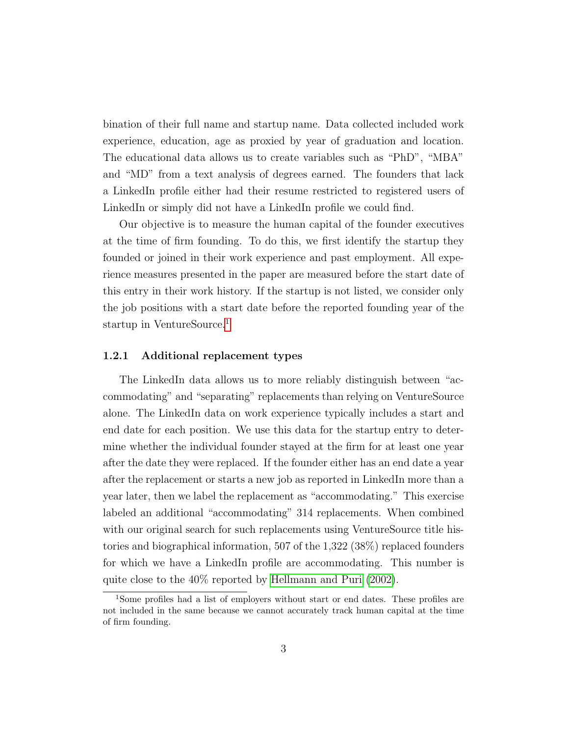bination of their full name and startup name. Data collected included work experience, education, age as proxied by year of graduation and location. The educational data allows us to create variables such as "PhD", "MBA" and "MD" from a text analysis of degrees earned. The founders that lack a LinkedIn profile either had their resume restricted to registered users of LinkedIn or simply did not have a LinkedIn profile we could find.

Our objective is to measure the human capital of the founder executives at the time of firm founding. To do this, we first identify the startup they founded or joined in their work experience and past employment. All experience measures presented in the paper are measured before the start date of this entry in their work history. If the startup is not listed, we consider only the job positions with a start date before the reported founding year of the startup in VentureSource.[1]

### 1.2.1 Additional replacement types

The LinkedIn data allows us to more reliably distinguish between "accommodating" and "separating" replacements than relying on VentureSource alone. The LinkedIn data on work experience typically includes a start and end date for each position. We use this data for the startup entry to determine whether the individual founder stayed at the firm for at least one year after the date they were replaced. If the founder either has an end date a year after the replacement or starts a new job as reported in LinkedIn more than a year later, then we label the replacement as "accommodating." This exercise labeled an additional "accommodating" 314 replacements. When combined with our original search for such replacements using VentureSource title histories and biographical information, 507 of the 1,322 (38%) replaced founders for which we have a LinkedIn profile are accommodating. This number is quite close to the 40% reported by Hellmann and Puri (2002).

[1] Some profiles had a list of employers without start or end dates. These profiles are not included in the same because we cannot accurately track human capital at the time of firm founding.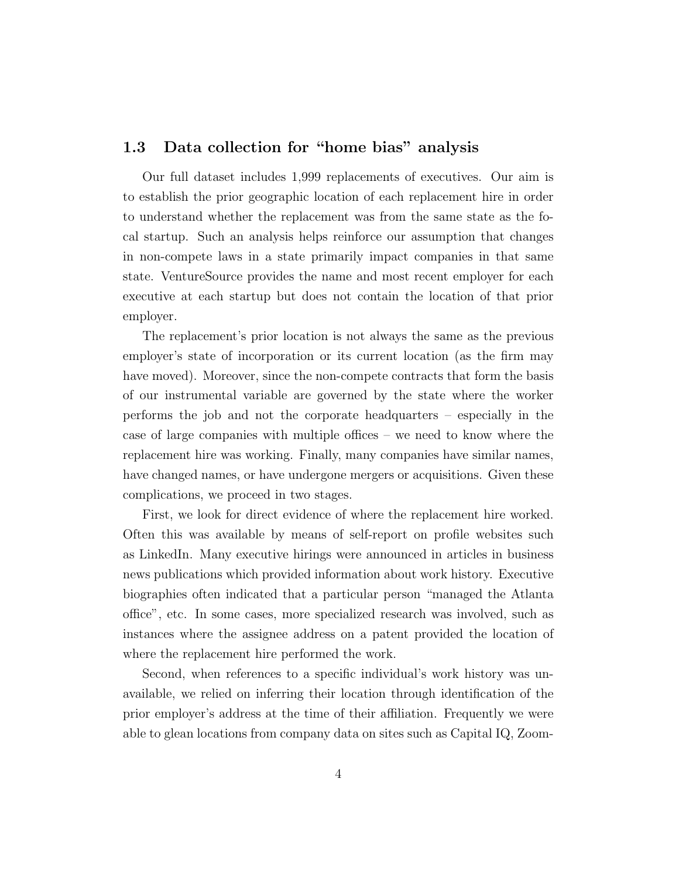### 1.3 Data collection for "home bias" analysis

Our full dataset includes 1,999 replacements of executives. Our aim is to establish the prior geographic location of each replacement hire in order to understand whether the replacement was from the same state as the focal startup. Such an analysis helps reinforce our assumption that changes in non-compete laws in a state primarily impact companies in that same state. VentureSource provides the name and most recent employer for each executive at each startup but does not contain the location of that prior employer.

The replacement's prior location is not always the same as the previous employer's state of incorporation or its current location (as the firm may have moved). Moreover, since the non-compete contracts that form the basis of our instrumental variable are governed by the state where the worker performs the job and not the corporate headquarters – especially in the case of large companies with multiple offices – we need to know where the replacement hire was working. Finally, many companies have similar names, have changed names, or have undergone mergers or acquisitions. Given these complications, we proceed in two stages.

First, we look for direct evidence of where the replacement hire worked. Often this was available by means of self-report on profile websites such as LinkedIn. Many executive hirings were announced in articles in business news publications which provided information about work history. Executive biographies often indicated that a particular person "managed the Atlanta office", etc. In some cases, more specialized research was involved, such as instances where the assignee address on a patent provided the location of where the replacement hire performed the work.

Second, when references to a specific individual's work history was unavailable, we relied on inferring their location through identification of the prior employer's address at the time of their affiliation. Frequently we were able to glean locations from company data on sites such as Capital IQ, Zoom-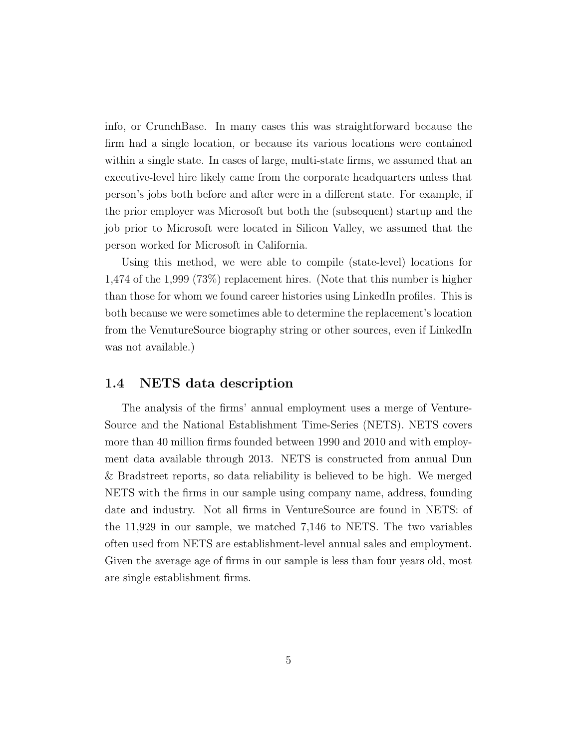info, or CrunchBase. In many cases this was straightforward because the firm had a single location, or because its various locations were contained within a single state. In cases of large, multi-state firms, we assumed that an executive-level hire likely came from the corporate headquarters unless that person's jobs both before and after were in a different state. For example, if the prior employer was Microsoft but both the (subsequent) startup and the job prior to Microsoft were located in Silicon Valley, we assumed that the person worked for Microsoft in California.

Using this method, we were able to compile (state-level) locations for 1,474 of the 1,999 (73%) replacement hires. (Note that this number is higher than those for whom we found career histories using LinkedIn profiles. This is both because we were sometimes able to determine the replacement's location from the VenutureSource biography string or other sources, even if LinkedIn was not available.)

## 1.4 NETS data description

The analysis of the firms' annual employment uses a merge of VentureSource and the National Establishment Time-Series (NETS). NETS covers more than 40 million firms founded between 1990 and 2010 and with employment data available through 2013. NETS is constructed from annual Dun & Bradstreet reports, so data reliability is believed to be high. We merged NETS with the firms in our sample using company name, address, founding date and industry. Not all firms in VentureSource are found in NETS: of the 11,929 in our sample, we matched 7,146 to NETS. The two variables often used from NETS are establishment-level annual sales and employment. Given the average age of firms in our sample is less than four years old, most are single establishment firms.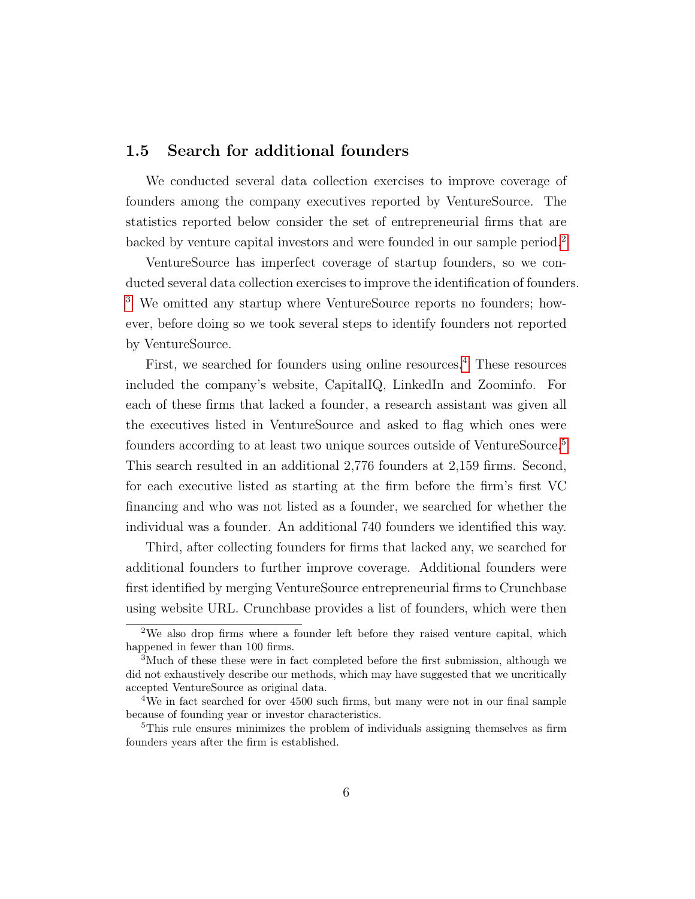### 1.5 Search for additional founders

We conducted several data collection exercises to improve coverage of founders among the company executives reported by VentureSource. The statistics reported below consider the set of entrepreneurial firms that are backed by venture capital investors and were founded in our sample period.[2]

VentureSource has imperfect coverage of startup founders, so we conducted several data collection exercises to improve the identification of founders. [3] We omitted any startup where VentureSource reports no founders; however, before doing so we took several steps to identify founders not reported by VentureSource.

First, we searched for founders using online resources.[4] These resources included the company's website, CapitalIQ, LinkedIn and Zoominfo. For each of these firms that lacked a founder, a research assistant was given all the executives listed in VentureSource and asked to flag which ones were founders according to at least two unique sources outside of VentureSource.[5] This search resulted in an additional 2,776 founders at 2,159 firms. Second, for each executive listed as starting at the firm before the firm's first VC financing and who was not listed as a founder, we searched for whether the individual was a founder. An additional 740 founders we identified this way.

Third, after collecting founders for firms that lacked any, we searched for additional founders to further improve coverage. Additional founders were first identified by merging VentureSource entrepreneurial firms to Crunchbase using website URL. Crunchbase provides a list of founders, which were then

[2] We also drop firms where a founder left before they raised venture capital, which happened in fewer than 100 firms.

[3] Much of these these were in fact completed before the first submission, although we did not exhaustively describe our methods, which may have suggested that we uncritically accepted VentureSource as original data.

[4] We in fact searched for over 4500 such firms, but many were not in our final sample because of founding year or investor characteristics.

[5] This rule ensures minimizes the problem of individuals assigning themselves as firm founders years after the firm is established.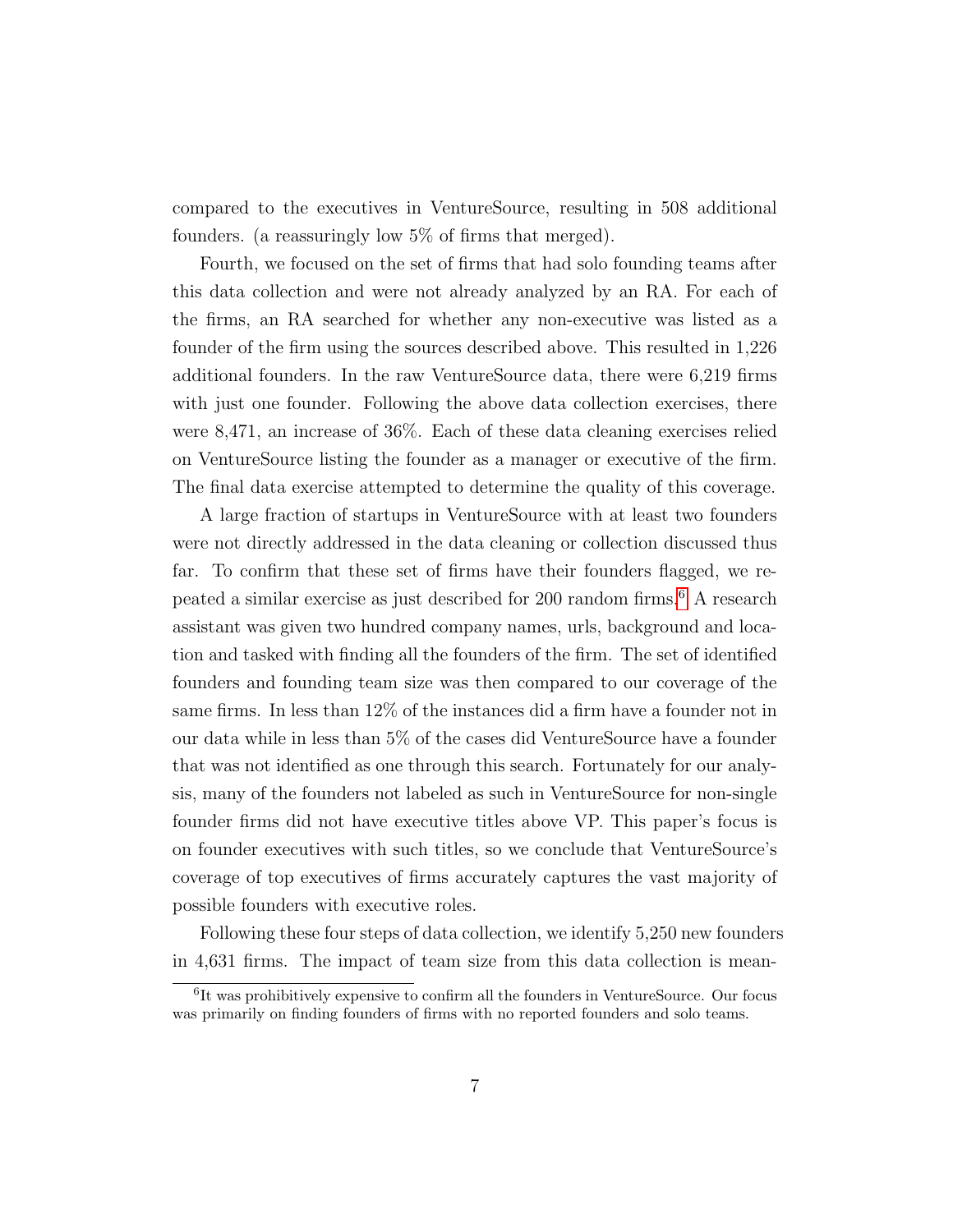compared to the executives in VentureSource, resulting in 508 additional founders. (a reassuringly low 5% of firms that merged).

Fourth, we focused on the set of firms that had solo founding teams after this data collection and were not already analyzed by an RA. For each of the firms, an RA searched for whether any non-executive was listed as a founder of the firm using the sources described above. This resulted in 1,226 additional founders. In the raw VentureSource data, there were 6,219 firms with just one founder. Following the above data collection exercises, there were 8,471, an increase of 36%. Each of these data cleaning exercises relied on VentureSource listing the founder as a manager or executive of the firm. The final data exercise attempted to determine the quality of this coverage.

A large fraction of startups in VentureSource with at least two founders were not directly addressed in the data cleaning or collection discussed thus far. To confirm that these set of firms have their founders flagged, we repeated a similar exercise as just described for 200 random firms.[6] A research assistant was given two hundred company names, urls, background and location and tasked with finding all the founders of the firm. The set of identified founders and founding team size was then compared to our coverage of the same firms. In less than 12% of the instances did a firm have a founder not in our data while in less than 5% of the cases did VentureSource have a founder that was not identified as one through this search. Fortunately for our analysis, many of the founders not labeled as such in VentureSource for non-single founder firms did not have executive titles above VP. This paper's focus is on founder executives with such titles, so we conclude that VentureSource's coverage of top executives of firms accurately captures the vast majority of possible founders with executive roles.

Following these four steps of data collection, we identify 5,250 new founders in 4,631 firms. The impact of team size from this data collection is mean-

[6] It was prohibitively expensive to confirm all the founders in VentureSource. Our focus was primarily on finding founders of firms with no reported founders and solo teams.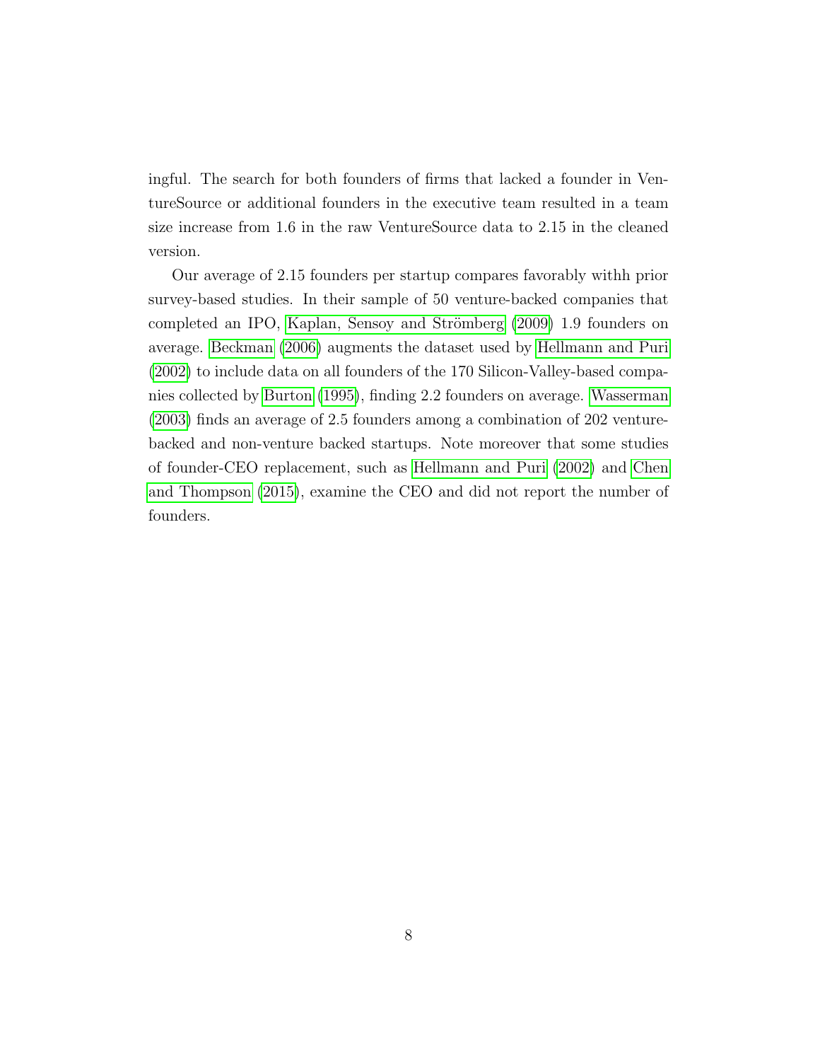ingful. The search for both founders of firms that lacked a founder in VentureSource or additional founders in the executive team resulted in a team size increase from 1.6 in the raw VentureSource data to 2.15 in the cleaned version.

Our average of 2.15 founders per startup compares favorably withh prior survey-based studies. In their sample of 50 venture-backed companies that completed an IPO, Kaplan, Sensoy and Strömberg (2009) 1.9 founders on average. Beckman (2006) augments the dataset used by Hellmann and Puri (2002) to include data on all founders of the 170 Silicon-Valley-based companies collected by Burton (1995), finding 2.2 founders on average. Wasserman (2003) finds an average of 2.5 founders among a combination of 202 venture-backed and non-venture backed startups. Note moreover that some studies of founder-CEO replacement, such as Hellmann and Puri (2002) and Chen and Thompson (2015), examine the CEO and did not report the number of founders.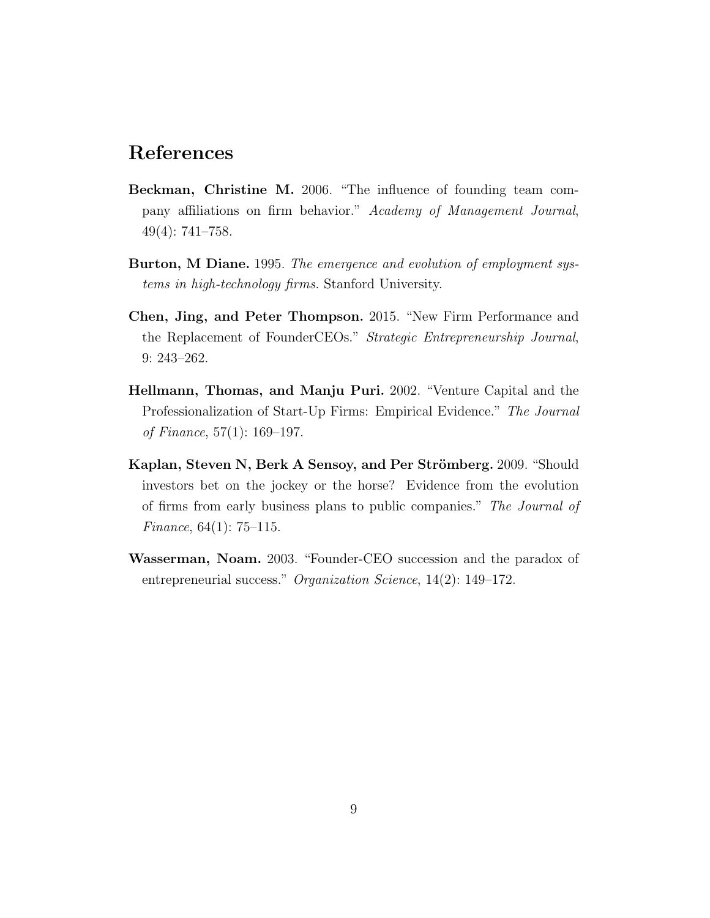# References

**Beckman, Christine M.** 2006. "The influence of founding team company affiliations on firm behavior." *Academy of Management Journal*, 49(4): 741–758.

**Burton, M Diane.** 1995. *The emergence and evolution of employment systems in high-technology firms.* Stanford University.

**Chen, Jing, and Peter Thompson.** 2015. "New Firm Performance and the Replacement of FounderCEOs." *Strategic Entrepreneurship Journal*, 9: 243–262.

**Hellmann, Thomas, and Manju Puri.** 2002. "Venture Capital and the Professionalization of Start-Up Firms: Empirical Evidence." *The Journal of Finance*, 57(1): 169–197.

**Kaplan, Steven N, Berk A Sensoy, and Per Strömberg.** 2009. "Should investors bet on the jockey or the horse? Evidence from the evolution of firms from early business plans to public companies." *The Journal of Finance*, 64(1): 75–115.

**Wasserman, Noam.** 2003. "Founder-CEO succession and the paradox of entrepreneurial success." *Organization Science*, 14(2): 149–172.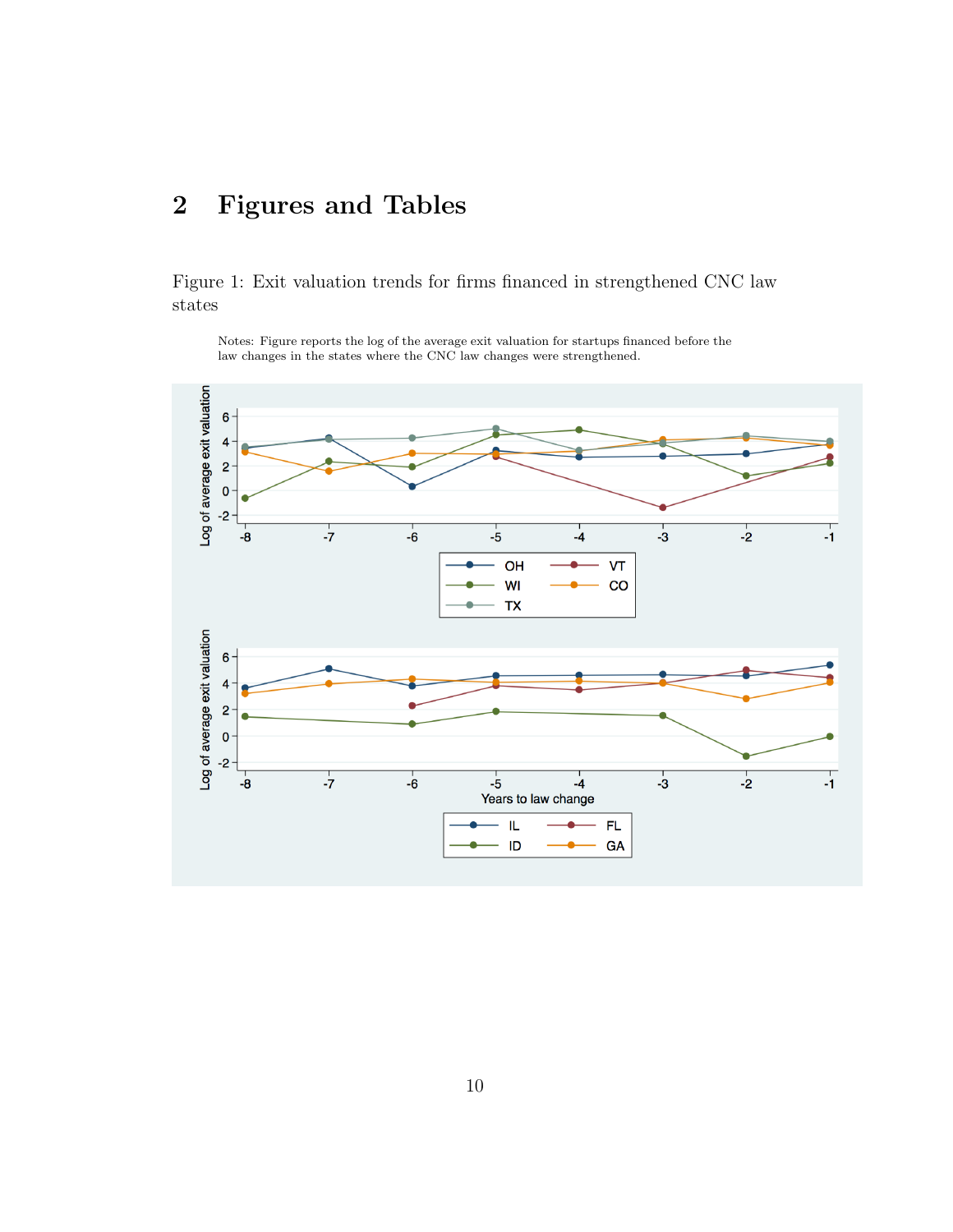# 2 Figures and Tables

Figure 1: Exit valuation trends for firms financed in strengthened CNC law states

Notes: Figure reports the log of the average exit valuation for startups financed before the law changes in the states where the CNC law changes were strengthened.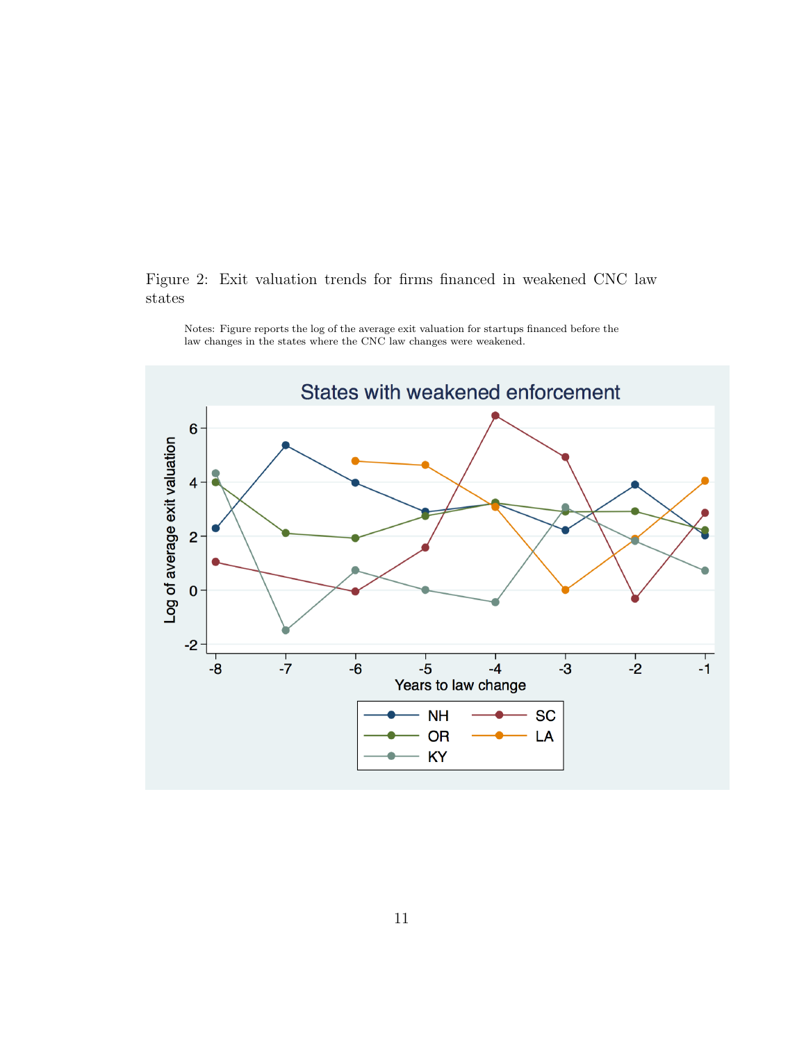Figure 2: Exit valuation trends for firms financed in weakened CNC law states

Notes: Figure reports the log of the average exit valuation for startups financed before the law changes in the states where the CNC law changes were weakened.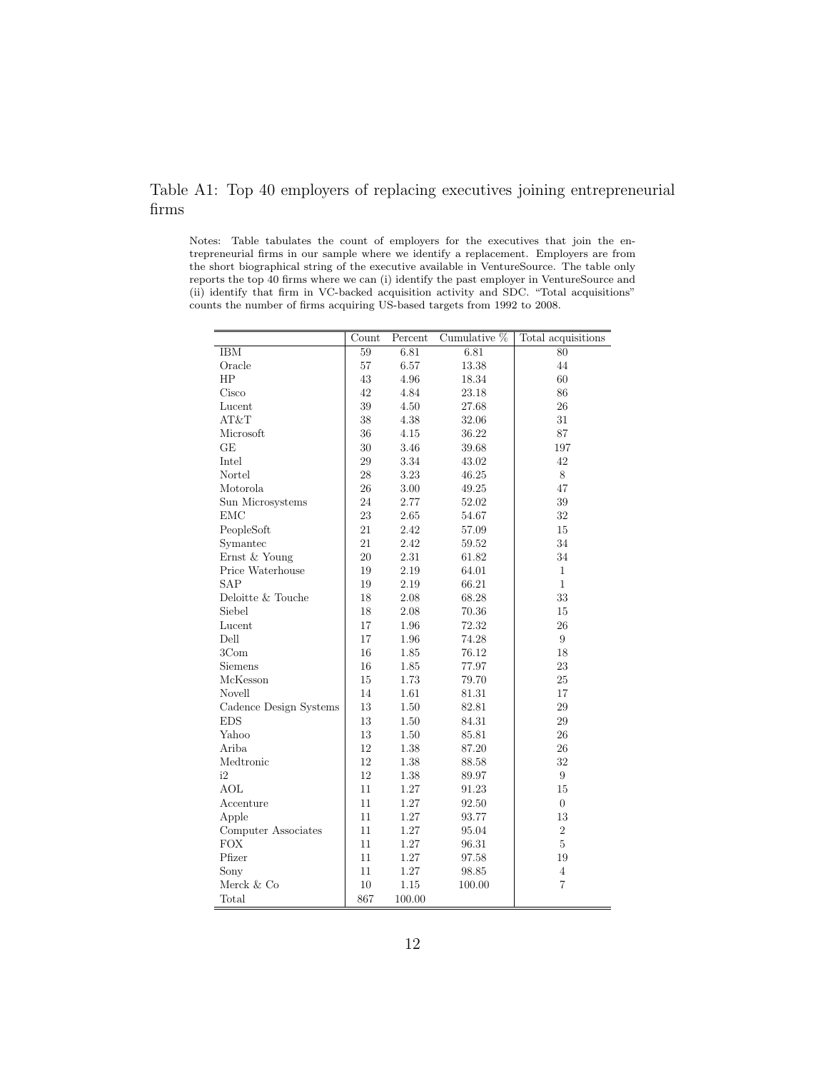# Table A1: Top 40 employers of replacing executives joining entrepreneurial firms

Notes: Table tabulates the count of employers for the executives that join the entrepreneurial firms in our sample where we identify a replacement. Employers are from the short biographical string of the executive available in VentureSource. The table only reports the top 40 firms where we can (i) identify the past employer in VentureSource and (ii) identify that firm in VC-backed acquisition activity and SDC. "Total acquisitions" counts the number of firms acquiring US-based targets from 1992 to 2008.

| | Count | Percent | Cumulative % | Total acquisitions |
|---|---|---|---|---|
| IBM | 59 | 6.81 | 6.81 | 80 |
| Oracle | 57 | 6.57 | 13.38 | 44 |
| HP | 43 | 4.96 | 18.34 | 60 |
| Cisco | 42 | 4.84 | 23.18 | 86 |
| Lucent | 39 | 4.50 | 27.68 | 26 |
| AT&T | 38 | 4.38 | 32.06 | 31 |
| Microsoft | 36 | 4.15 | 36.22 | 87 |
| GE | 30 | 3.46 | 39.68 | 197 |
| Intel | 29 | 3.34 | 43.02 | 42 |
| Nortel | 28 | 3.23 | 46.25 | 8 |
| Motorola | 26 | 3.00 | 49.25 | 47 |
| Sun Microsystems | 24 | 2.77 | 52.02 | 39 |
| EMC | 23 | 2.65 | 54.67 | 32 |
| PeopleSoft | 21 | 2.42 | 57.09 | 15 |
| Symantec | 21 | 2.42 | 59.52 | 34 |
| Ernst & Young | 20 | 2.31 | 61.82 | 34 |
| Price Waterhouse | 19 | 2.19 | 64.01 | 1 |
| SAP | 19 | 2.19 | 66.21 | 1 |
| Deloitte & Touche | 18 | 2.08 | 68.28 | 33 |
| Siebel | 18 | 2.08 | 70.36 | 15 |
| Lucent | 17 | 1.96 | 72.32 | 26 |
| Dell | 17 | 1.96 | 74.28 | 9 |
| 3Com | 16 | 1.85 | 76.12 | 18 |
| Siemens | 16 | 1.85 | 77.97 | 23 |
| McKesson | 15 | 1.73 | 79.70 | 25 |
| Novell | 14 | 1.61 | 81.31 | 17 |
| Cadence Design Systems | 13 | 1.50 | 82.81 | 29 |
| EDS | 13 | 1.50 | 84.31 | 29 |
| Yahoo | 13 | 1.50 | 85.81 | 26 |
| Ariba | 12 | 1.38 | 87.20 | 26 |
| Medtronic | 12 | 1.38 | 88.58 | 32 |
| i2 | 12 | 1.38 | 89.97 | 9 |
| AOL | 11 | 1.27 | 91.23 | 15 |
| Accenture | 11 | 1.27 | 92.50 | 0 |
| Apple | 11 | 1.27 | 93.77 | 13 |
| Computer Associates | 11 | 1.27 | 95.04 | 2 |
| FOX | 11 | 1.27 | 96.31 | 5 |
| Pfizer | 11 | 1.27 | 97.58 | 19 |
| Sony | 11 | 1.27 | 98.85 | 4 |
| Merck & Co | 10 | 1.15 | 100.00 | 7 |
| Total | 867 | 100.00 | | |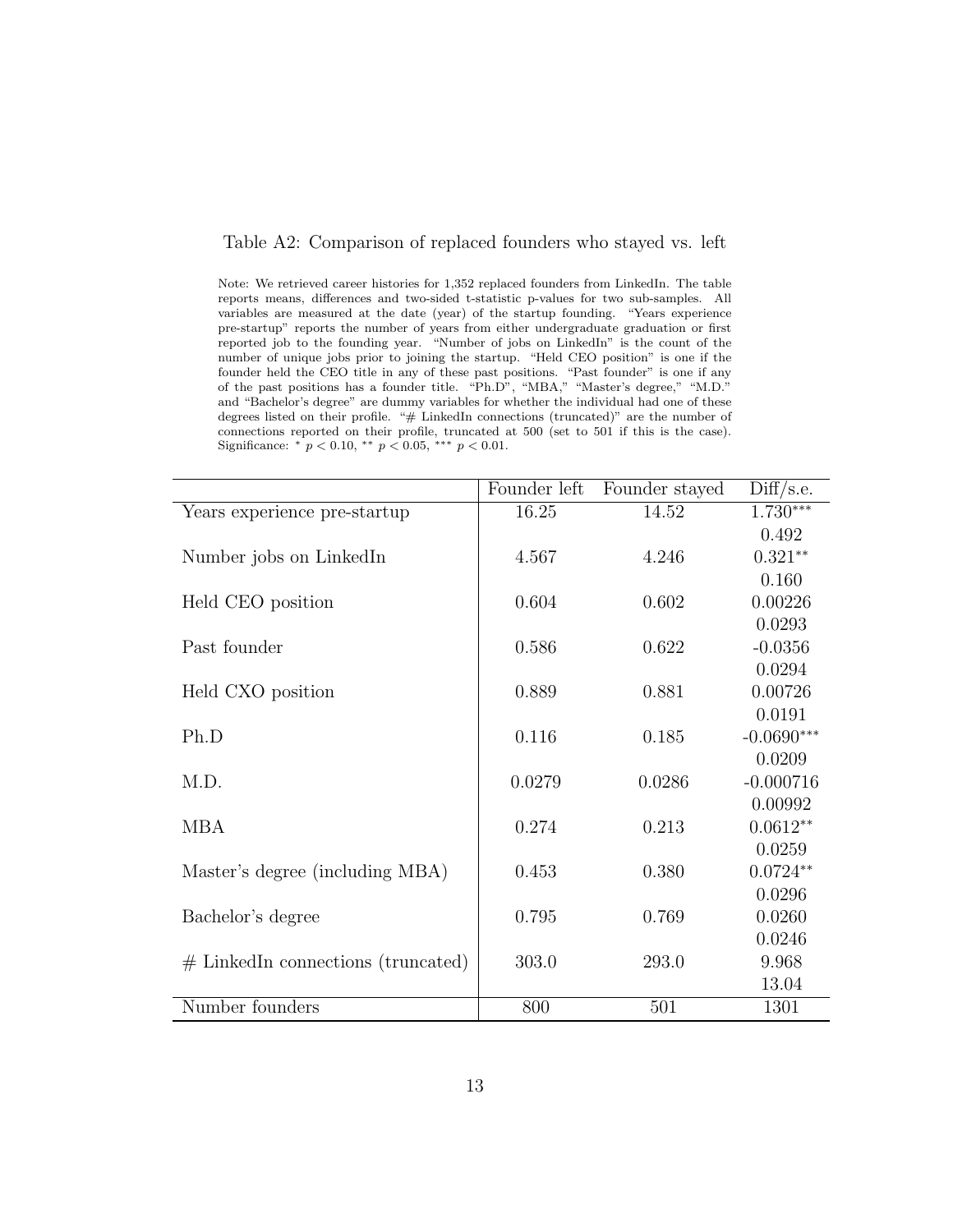Table A2: Comparison of replaced founders who stayed vs. left

Note: We retrieved career histories for 1,352 replaced founders from LinkedIn. The table reports means, differences and two-sided t-statistic p-values for two sub-samples. All variables are measured at the date (year) of the startup founding. "Years experience pre-startup" reports the number of years from either undergraduate graduation or first reported job to the founding year. "Number of jobs on LinkedIn" is the count of the number of unique jobs prior to joining the startup. "Held CEO position" is one if the founder held the CEO title in any of these past positions. "Past founder" is one if any of the past positions has a founder title. "Ph.D", "MBA," "Master's degree," "M.D." and "Bachelor's degree" are dummy variables for whether the individual had one of these degrees listed on their profile. "# LinkedIn connections (truncated)" are the number of connections reported on their profile, truncated at 500 (set to 501 if this is the case). Significance: $^{*}$ $p < 0.10$, $^{**}$ $p < 0.05$, $^{***}$ $p < 0.01$.

| | Founder left | Founder stayed | Diff/s.e. |
|---|---|---|---|
| Years experience pre-startup | 16.25 | 14.52 | 1.730$^{***}$ |
| | | | 0.492 |
| Number jobs on LinkedIn | 4.567 | 4.246 | 0.321$^{**}$ |
| | | | 0.160 |
| Held CEO position | 0.604 | 0.602 | 0.00226 |
| | | | 0.0293 |
| Past founder | 0.586 | 0.622 | -0.0356 |
| | | | 0.0294 |
| Held CXO position | 0.889 | 0.881 | 0.00726 |
| | | | 0.0191 |
| Ph.D | 0.116 | 0.185 | -0.0690$^{***}$ |
| | | | 0.0209 |
| M.D. | 0.0279 | 0.0286 | -0.000716 |
| | | | 0.00992 |
| MBA | 0.274 | 0.213 | 0.0612$^{**}$ |
| | | | 0.0259 |
| Master's degree (including MBA) | 0.453 | 0.380 | 0.0724$^{**}$ |
| | | | 0.0296 |
| Bachelor's degree | 0.795 | 0.769 | 0.0260 |
| | | | 0.0246 |
| # LinkedIn connections (truncated) | 303.0 | 293.0 | 9.968 |
| | | | 13.04 |
| Number founders | 800 | 501 | 1301 |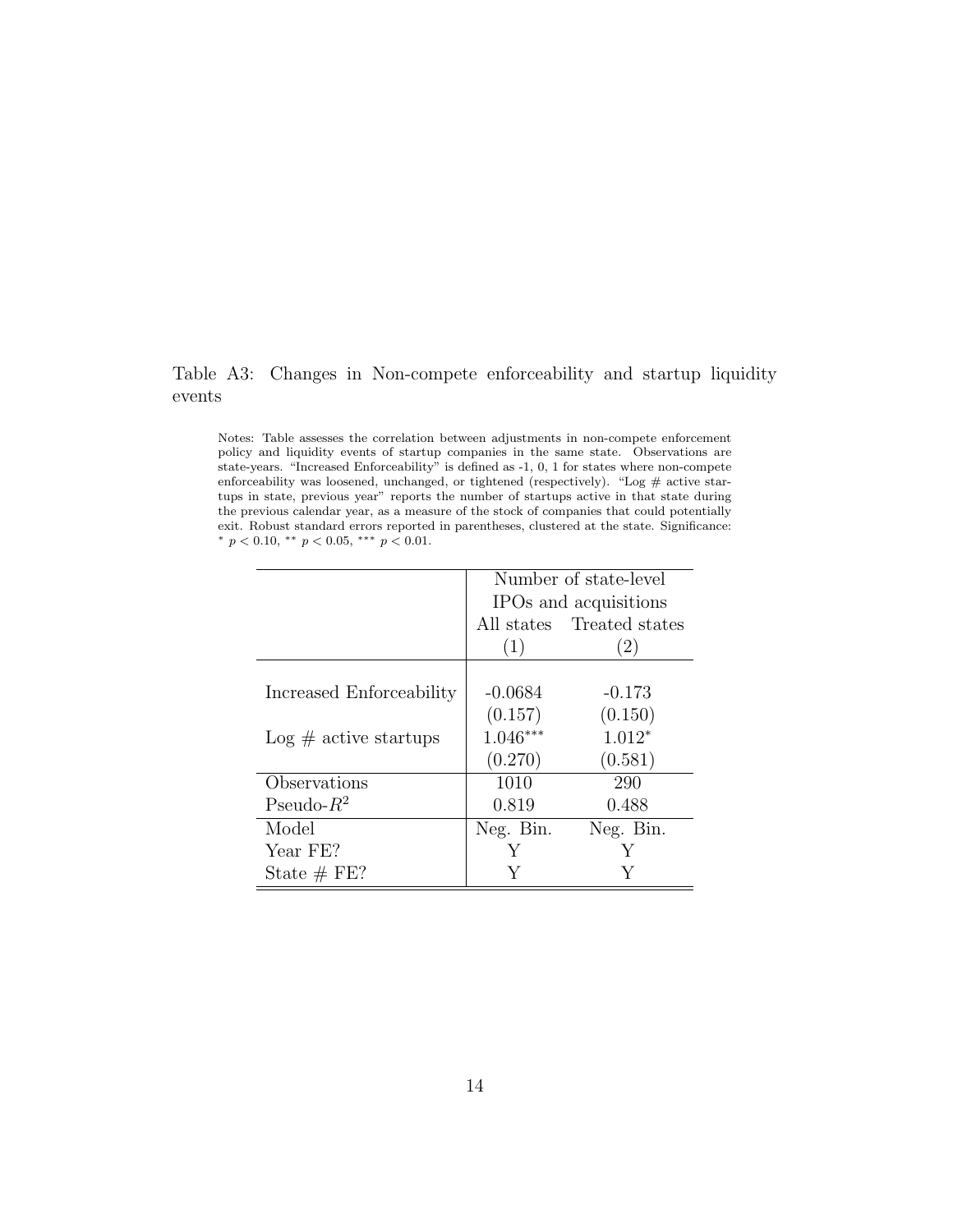Table A3: Changes in Non-compete enforceability and startup liquidity events

Notes: Table assesses the correlation between adjustments in non-compete enforcement policy and liquidity events of startup companies in the same state. Observations are state-years. "Increased Enforceability" is defined as -1, 0, 1 for states where non-compete enforceability was loosened, unchanged, or tightened (respectively). "Log # active startups in state, previous year" reports the number of startups active in that state during the previous calendar year, as a measure of the stock of companies that could potentially exit. Robust standard errors reported in parentheses, clustered at the state. Significance: $^{*}$ $p < 0.10$, $^{**}$ $p < 0.05$, $^{***}$ $p < 0.01$.

| | Number of state-level IPOs and acquisitions | |
|---|---|---|
| | All states | Treated states |
| | (1) | (2) |
| Increased Enforceability | -0.0684 | -0.173 |
| | (0.157) | (0.150) |
| Log # active startups | 1.046$^{***}$ | 1.012$^{*}$ |
| | (0.270) | (0.581) |
| Observations | 1010 | 290 |
| Pseudo-$R^2$ | 0.819 | 0.488 |
| Model | Neg. Bin. | Neg. Bin. |
| Year FE? | Y | Y |
| State # FE? | Y | Y |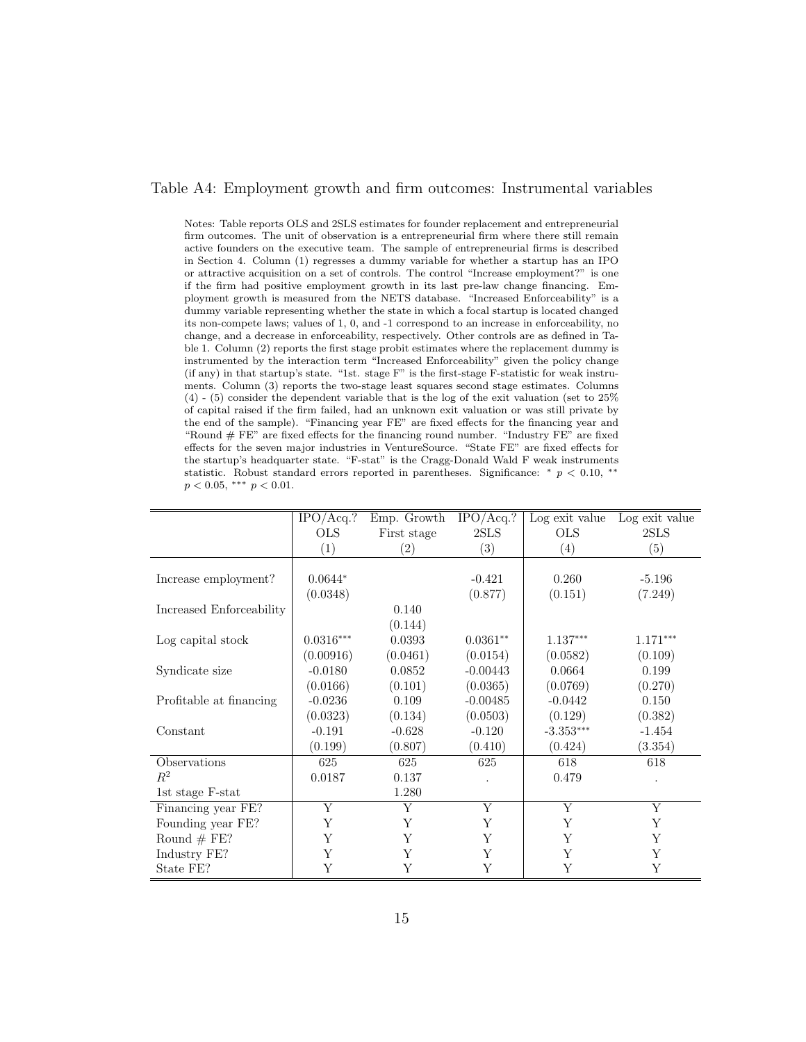## Table A4: Employment growth and firm outcomes: Instrumental variables

Notes: Table reports OLS and 2SLS estimates for founder replacement and entrepreneurial firm outcomes. The unit of observation is a entrepreneurial firm where there still remain active founders on the executive team. The sample of entrepreneurial firms is described in Section 4. Column (1) regresses a dummy variable for whether a startup has an IPO or attractive acquisition on a set of controls. The control "Increase employment?" is one if the firm had positive employment growth in its last pre-law change financing. Employment growth is measured from the NETS database. "Increased Enforceability" is a dummy variable representing whether the state in which a focal startup is located changed its non-compete laws; values of 1, 0, and -1 correspond to an increase in enforceability, no change, and a decrease in enforceability, respectively. Other controls are as defined in Table 1. Column (2) reports the first stage probit estimates where the replacement dummy is instrumented by the interaction term "Increased Enforceability" given the policy change (if any) in that startup's state. "1st. stage F" is the first-stage F-statistic for weak instruments. Column (3) reports the two-stage least squares second stage estimates. Columns (4) - (5) consider the dependent variable that is the log of the exit valuation (set to 25% of capital raised if the firm failed, had an unknown exit valuation or was still private by the end of the sample). "Financing year FE" are fixed effects for the financing year and "Round # FE" are fixed effects for the financing round number. "Industry FE" are fixed effects for the seven major industries in VentureSource. "State FE" are fixed effects for the startup's headquarter state. "F-stat" is the Cragg-Donald Wald F weak instruments statistic. Robust standard errors reported in parentheses. Significance: * $p < 0.10$, ** $p < 0.05$, *** $p < 0.01$.

| | IPO/Acq.? | Emp. Growth | IPO/Acq.? | Log exit value | Log exit value |
|---|---|---|---|---|---|
| | OLS | First stage | 2SLS | OLS | 2SLS |
| | (1) | (2) | (3) | (4) | (5) |
| Increase employment? | 0.0644* | | -0.421 | 0.260 | -5.196 |
| | (0.0348) | | (0.877) | (0.151) | (7.249) |
| Increased Enforceability | | 0.140 | | | |
| | | (0.144) | | | |
| Log capital stock | 0.0316*** | 0.0393 | 0.0361** | 1.137*** | 1.171*** |
| | (0.00916) | (0.0461) | (0.0154) | (0.0582) | (0.109) |
| Syndicate size | -0.0180 | 0.0852 | -0.00443 | 0.0664 | 0.199 |
| | (0.0166) | (0.101) | (0.0365) | (0.0769) | (0.270) |
| Profitable at financing | -0.0236 | 0.109 | -0.00485 | -0.0442 | 0.150 |
| | (0.0323) | (0.134) | (0.0503) | (0.129) | (0.382) |
| Constant | -0.191 | -0.628 | -0.120 | -3.353*** | -1.454 |
| | (0.199) | (0.807) | (0.410) | (0.424) | (3.354) |
| Observations | 625 | 625 | 625 | 618 | 618 |
| $R^2$ | 0.0187 | 0.137 | . | 0.479 | . |
| 1st stage F-stat | | 1.280 | | | |
| Financing year FE? | Y | Y | Y | Y | Y |
| Founding year FE? | Y | Y | Y | Y | Y |
| Round # FE? | Y | Y | Y | Y | Y |
| Industry FE? | Y | Y | Y | Y | Y |
| State FE? | Y | Y | Y | Y | Y |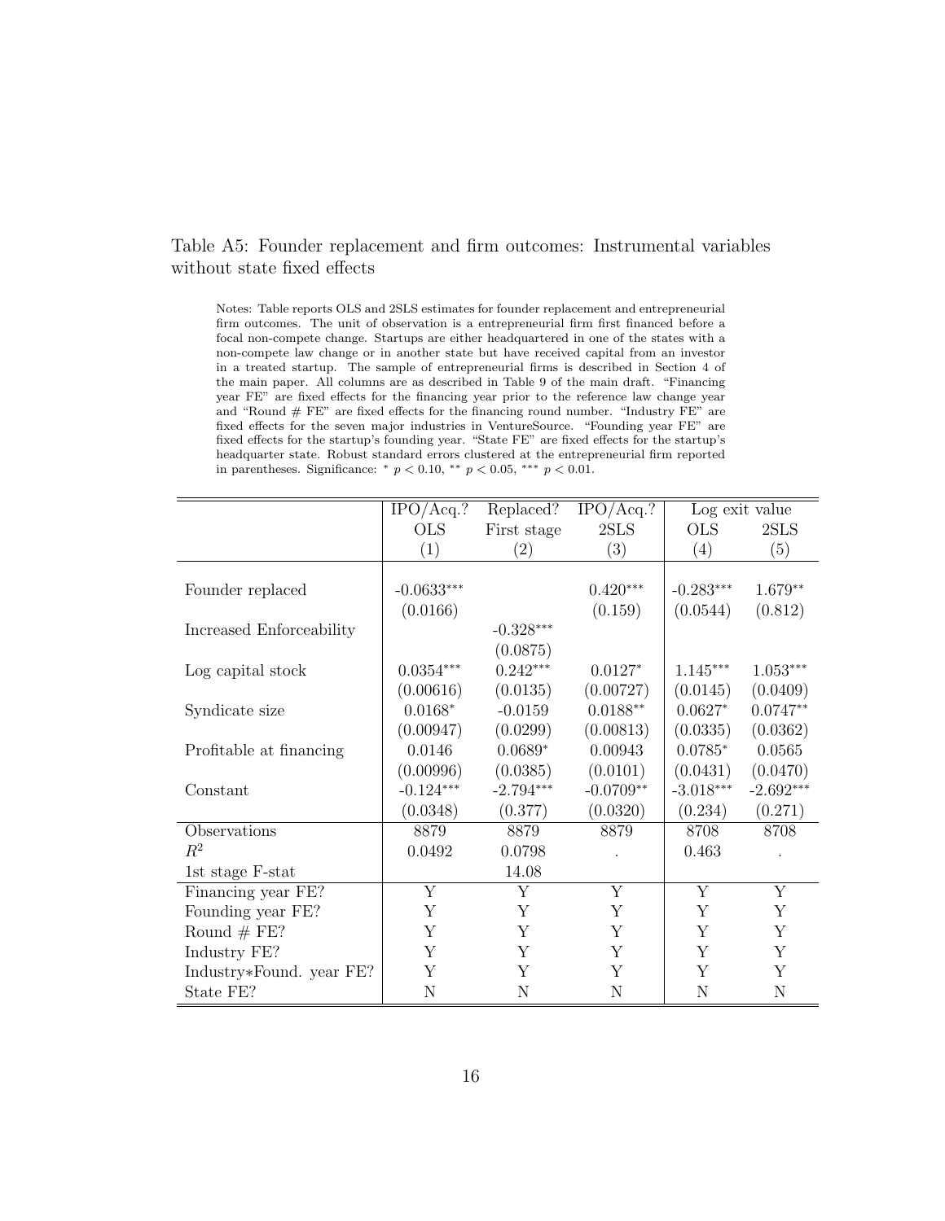Table A5: Founder replacement and firm outcomes: Instrumental variables without state fixed effects

Notes: Table reports OLS and 2SLS estimates for founder replacement and entrepreneurial firm outcomes. The unit of observation is a entrepreneurial firm first financed before a focal non-compete change. Startups are either headquartered in one of the states with a non-compete law change or in another state but have received capital from an investor in a treated startup. The sample of entrepreneurial firms is described in Section 4 of the main paper. All columns are as described in Table 9 of the main draft. "Financing year FE" are fixed effects for the financing year prior to the reference law change year and "Round # FE" are fixed effects for the financing round number. "Industry FE" are fixed effects for the seven major industries in VentureSource. "Founding year FE" are fixed effects for the startup's founding year. "State FE" are fixed effects for the startup's headquarter state. Robust standard errors clustered at the entrepreneurial firm reported in parentheses. Significance: * $p < 0.10$, ** $p < 0.05$, *** $p < 0.01$.

| | IPO/Acq.? | Replaced? | IPO/Acq.? | Log exit value | |
|---|---|---|---|---|---|
| | OLS | First stage | 2SLS | OLS | 2SLS |
| | (1) | (2) | (3) | (4) | (5) |
| Founder replaced | -0.0633*** | | 0.420*** | -0.283*** | 1.679** |
| | (0.0166) | | (0.159) | (0.0544) | (0.812) |
| Increased Enforceability | | -0.328*** | | | |
| | | (0.0875) | | | |
| Log capital stock | 0.0354*** | 0.242*** | 0.0127* | 1.145*** | 1.053*** |
| | (0.00616) | (0.0135) | (0.00727) | (0.0145) | (0.0409) |
| Syndicate size | 0.0168* | -0.0159 | 0.0188** | 0.0627* | 0.0747** |
| | (0.00947) | (0.0299) | (0.00813) | (0.0335) | (0.0362) |
| Profitable at financing | 0.0146 | 0.0689* | 0.00943 | 0.0785* | 0.0565 |
| | (0.00996) | (0.0385) | (0.0101) | (0.0431) | (0.0470) |
| Constant | -0.124*** | -2.794*** | -0.0709** | -3.018*** | -2.692*** |
| | (0.0348) | (0.377) | (0.0320) | (0.234) | (0.271) |
| Observations | 8879 | 8879 | 8879 | 8708 | 8708 |
| $R^2$ | 0.0492 | 0.0798 | . | 0.463 | . |
| 1st stage F-stat | | 14.08 | | | |
| Financing year FE? | Y | Y | Y | Y | Y |
| Founding year FE? | Y | Y | Y | Y | Y |
| Round # FE? | Y | Y | Y | Y | Y |
| Industry FE? | Y | Y | Y | Y | Y |
| Industry*Found. year FE? | Y | Y | Y | Y | Y |
| State FE? | N | N | N | N | N |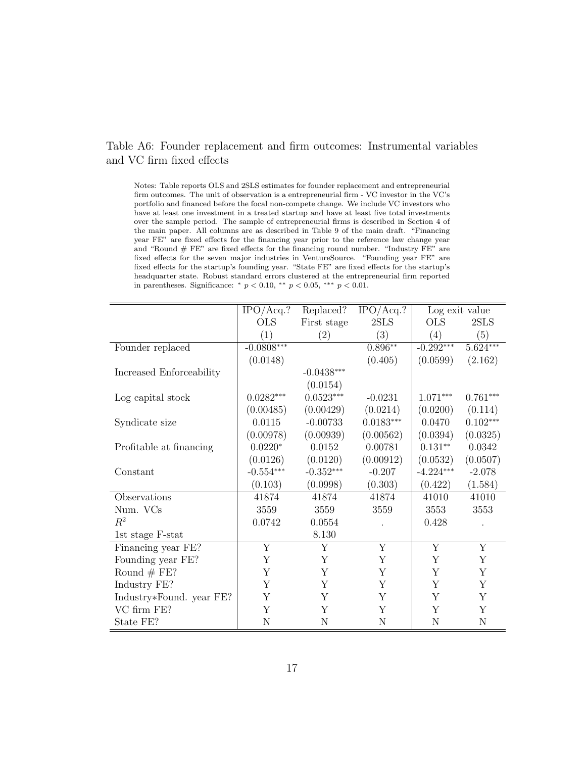Table A6: Founder replacement and firm outcomes: Instrumental variables and VC firm fixed effects

Notes: Table reports OLS and 2SLS estimates for founder replacement and entrepreneurial firm outcomes. The unit of observation is a entrepreneurial firm - VC investor in the VC's portfolio and financed before the focal non-compete change. We include VC investors who have at least one investment in a treated startup and have at least five total investments over the sample period. The sample of entrepreneurial firms is described in Section 4 of the main paper. All columns are as described in Table 9 of the main draft. "Financing year FE" are fixed effects for the financing year prior to the reference law change year and "Round # FE" are fixed effects for the financing round number. "Industry FE" are fixed effects for the seven major industries in VentureSource. "Founding year FE" are fixed effects for the startup's founding year. "State FE" are fixed effects for the startup's headquarter state. Robust standard errors clustered at the entrepreneurial firm reported in parentheses. Significance: * $p < 0.10$, ** $p < 0.05$, *** $p < 0.01$.

| | IPO/Acq.? | Replaced? | IPO/Acq.? | Log exit value | |
|---|---|---|---|---|---|
| | OLS | First stage | 2SLS | OLS | 2SLS |
| | (1) | (2) | (3) | (4) | (5) |
| Founder replaced | -0.0808*** | | 0.896** | -0.292*** | 5.624*** |
| | (0.0148) | | (0.405) | (0.0599) | (2.162) |
| Increased Enforceability | | -0.0438*** | | | |
| | | (0.0154) | | | |
| Log capital stock | 0.0282*** | 0.0523*** | -0.0231 | 1.071*** | 0.761*** |
| | (0.00485) | (0.00429) | (0.0214) | (0.0200) | (0.114) |
| Syndicate size | 0.0115 | -0.00733 | 0.0183*** | 0.0470 | 0.102*** |
| | (0.00978) | (0.00939) | (0.00562) | (0.0394) | (0.0325) |
| Profitable at financing | 0.0220* | 0.0152 | 0.00781 | 0.131** | 0.0342 |
| | (0.0126) | (0.0120) | (0.00912) | (0.0532) | (0.0507) |
| Constant | -0.554*** | -0.352*** | -0.207 | -4.224*** | -2.078 |
| | (0.103) | (0.0998) | (0.303) | (0.422) | (1.584) |
| Observations | 41874 | 41874 | 41874 | 41010 | 41010 |
| Num. VCs | 3559 | 3559 | 3559 | 3553 | 3553 |
| $R^2$ | 0.0742 | 0.0554 | . | 0.428 | . |
| 1st stage F-stat | | 8.130 | | | |
| Financing year FE? | Y | Y | Y | Y | Y |
| Founding year FE? | Y | Y | Y | Y | Y |
| Round # FE? | Y | Y | Y | Y | Y |
| Industry FE? | Y | Y | Y | Y | Y |
| Industry*Found. year FE? | Y | Y | Y | Y | Y |
| VC firm FE? | Y | Y | Y | Y | Y |
| State FE? | N | N | N | N | N |